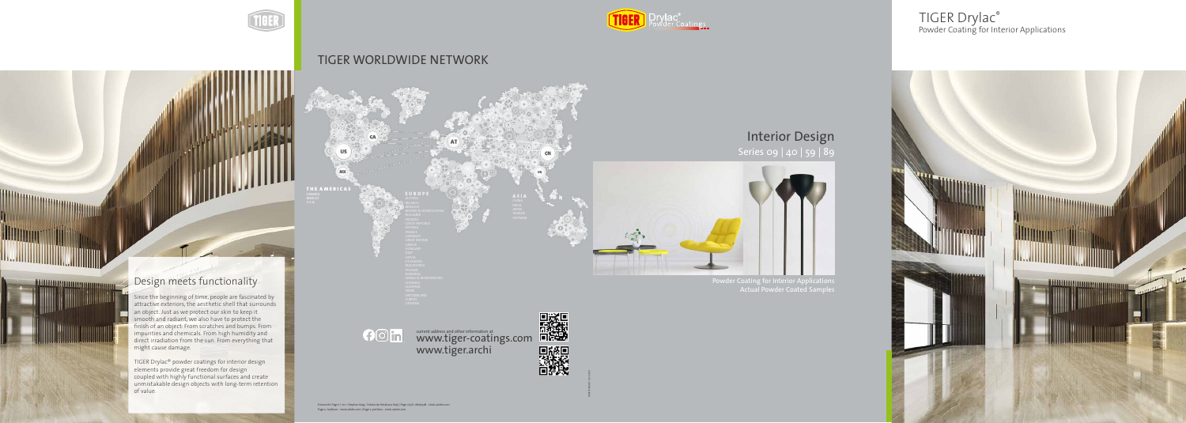## Design meets functionality

Since the beginning of time, people are fascinated by attractive exteriors, the aesthetic shell that surrounds an object. Just as we protect our skin to keep it smooth and radiant, we also have to protect the finish of an object: From scratches and bumps. From impurities and chemicals. From high humidity and direct irradiation from the sun. From everything that might cause damage.

TIGER Drylac® powder coatings for interior design elements provide great freedom for design coupled with highly functional surfaces and create unmistakable design objects with long-term retention of value.

# TIGER WORLDWIDE NETWORK

**THE AMERICAS**
CANADA
MEXICO
U.S.A.

**EUROPE**
AUSTRIA
BELARUS
BELGIUM
BOSNIA & HERZEGOVINA
BULGARIA
CROATIA
CZECH REPUBLIC
ESTONIA
FRANCE
GERMANY
GREAT BRITAIN
GREECE
HUNGARY
ITALY
LATVIA
LITHUANIA
MACEDONIA
POLAND
ROMANIA
SERBIA & MONTENEGRO
SLOVAKIA
SLOVENIA
SPAIN
SWITZERLAND
TURKEY
UKRAINE

**ASIA**
CHINA
INDIA
JAPAN
TAIWAN
VIETNAM

current address and other information at
www.tiger-coatings.com
www.tiger.archi

# TIGER Drylac®
Powder Coating for Interior Applications

## Interior Design
Series 09 | 40 | 59 | 89

Powder Coating for Interior Applications
Actual Powder Coated Samples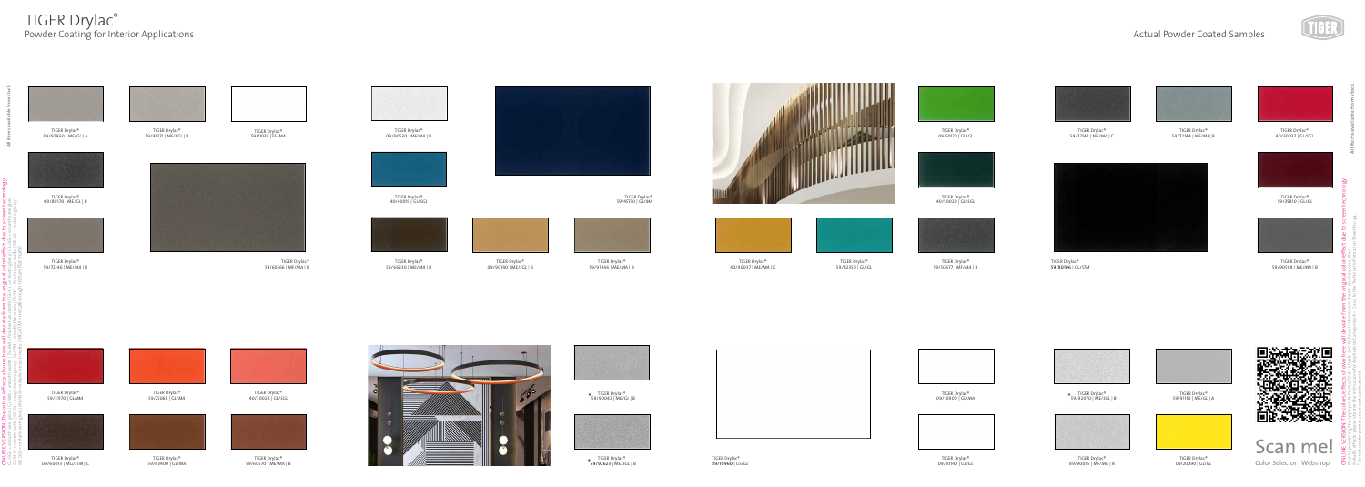# TIGER Drylac®

## Powder Coating for Interior Applications

Actual Powder Coated Samples

TIGER Drylac® 89/62960 | ME/GL | A

TIGER Drylac® 59/81271 | ME/GL | B

TIGER Drylac® 59/11018 | FS/MA

TIGER Drylac® 09/80170 | ME/GL | B

TIGER Drylac® 59/72146 | ME/MA | B

TIGER Drylac® 59/62666 | MF/MA | B

TIGER Drylac® 09/90530 | MF/MA | B

TIGER Drylac® 40/40099 | GL/SGL

TIGER Drylac® 59/45750 | GL/MA

TIGER Drylac® 59/66230 | ME/MA | B

TIGER Drylac® 09/90140 | ME/SGL | B

TIGER Drylac® 59/91846 | ME/MA | B

TIGER Drylac® 40/60037 | ME/MA | C

TIGER Drylac® 59/42350 | GL/GL

TIGER Drylac® 09/59120 | GL/GL

TIGER Drylac® 40/50029 | GL/SGL

TIGER Drylac® 59/10677 | MF/MA | B

TIGER Drylac® 59/72142 | MF/MA | C

TIGER Drylac® 59/72144 | MF/MA | B

TIGER Drylac® 59/80106 | GL/STM

TIGER Drylac® 40/30037 | GL/SGL

TIGER Drylac® 59/31810 | GL/GL

TIGER Drylac® 59/90588 | ME/MA | B

TIGER Drylac® 59/31170 | GL/MA

TIGER Drylac® 59/21068 | GL/MA

TIGER Drylac® 40/30028 | GL/SGL

TIGER Drylac® 09/63013 | MG/STM | C

TIGER Drylac® 39/63400 | GL/MA

TIGER Drylac® 59/60570 | ME/MA | B

* TIGER Drylac® 59/90042 | ME/GL | B

* TIGER Drylac® 59/92620 | ME/SGL | B

TIGER Drylac® 89/10960 | GS/GL

TIGER Drylac® 09/10900 | GL/MA

TIGER Drylac® 09/10140 | GL/GL

* TIGER Drylac® 59/92070 | ME/SGL | B

TIGER Drylac® 59/91110 | ME/GL | A

TIGER Drylac® 89/90015 | MF/MA | A

TIGER Drylac® 09/20090 | GL/GL

Scan me!

Color Selector | Webshop

ONLINE VERSION: The colors/effects shown here will deviate from the original color/effect due to screen technology.

All items available from stock.